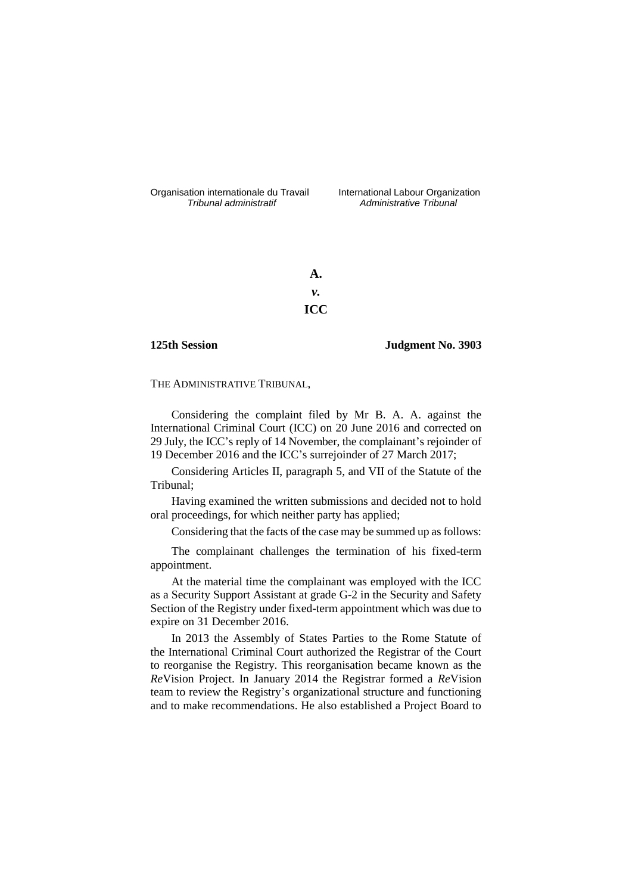Organisation internationale du Travail
*Tribunal administratif*

International Labour Organization
*Administrative Tribunal*

**A.**

***v.***

**ICC**

**125th Session** **Judgment No. 3903**

THE ADMINISTRATIVE TRIBUNAL,

Considering the complaint filed by Mr B. A. A. against the International Criminal Court (ICC) on 20 June 2016 and corrected on 29 July, the ICC's reply of 14 November, the complainant's rejoinder of 19 December 2016 and the ICC's surrejoinder of 27 March 2017;

Considering Articles II, paragraph 5, and VII of the Statute of the Tribunal;

Having examined the written submissions and decided not to hold oral proceedings, for which neither party has applied;

Considering that the facts of the case may be summed up as follows:

The complainant challenges the termination of his fixed-term appointment.

At the material time the complainant was employed with the ICC as a Security Support Assistant at grade G-2 in the Security and Safety Section of the Registry under fixed-term appointment which was due to expire on 31 December 2016.

In 2013 the Assembly of States Parties to the Rome Statute of the International Criminal Court authorized the Registrar of the Court to reorganise the Registry. This reorganisation became known as the *Re*Vision Project. In January 2014 the Registrar formed a *Re*Vision team to review the Registry's organizational structure and functioning and to make recommendations. He also established a Project Board to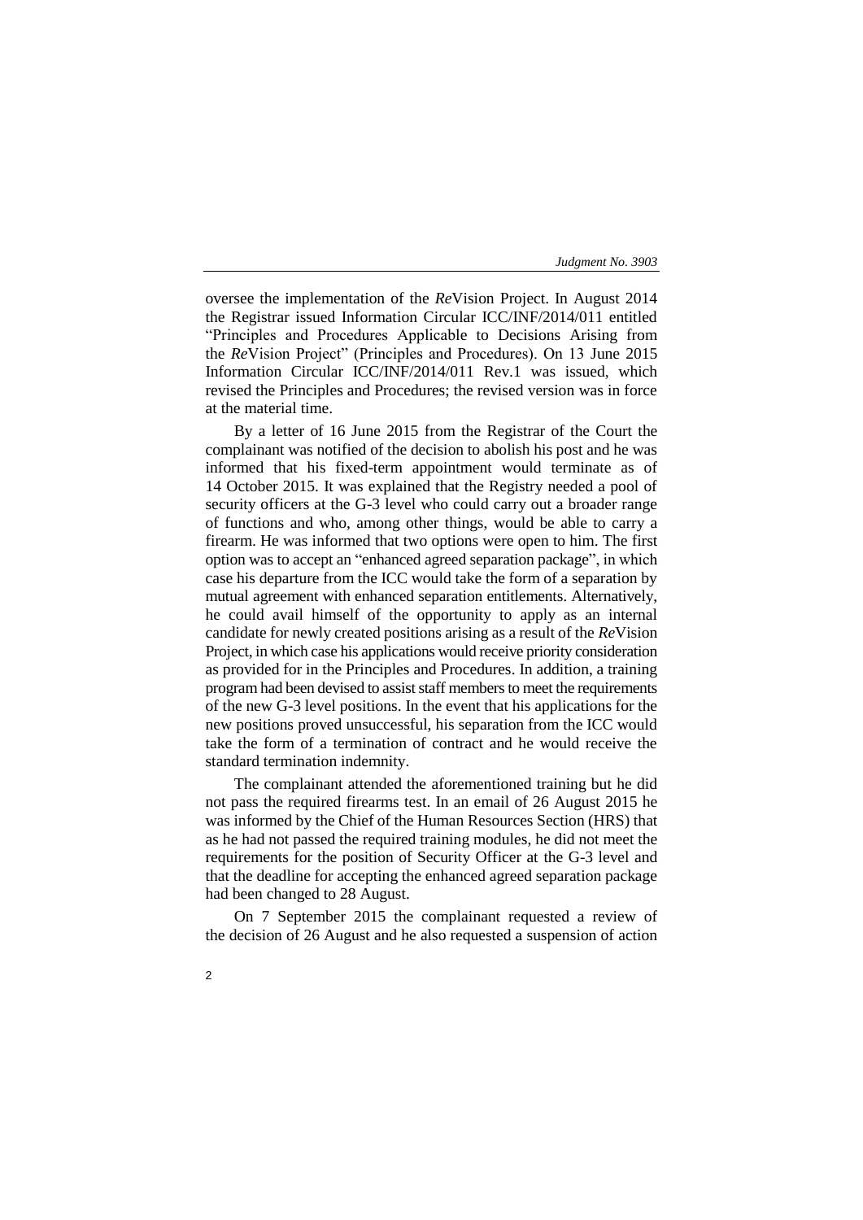oversee the implementation of the *Re*Vision Project. In August 2014 the Registrar issued Information Circular ICC/INF/2014/011 entitled "Principles and Procedures Applicable to Decisions Arising from the *Re*Vision Project" (Principles and Procedures). On 13 June 2015 Information Circular ICC/INF/2014/011 Rev.1 was issued, which revised the Principles and Procedures; the revised version was in force at the material time.

By a letter of 16 June 2015 from the Registrar of the Court the complainant was notified of the decision to abolish his post and he was informed that his fixed-term appointment would terminate as of 14 October 2015. It was explained that the Registry needed a pool of security officers at the G-3 level who could carry out a broader range of functions and who, among other things, would be able to carry a firearm. He was informed that two options were open to him. The first option was to accept an "enhanced agreed separation package", in which case his departure from the ICC would take the form of a separation by mutual agreement with enhanced separation entitlements. Alternatively, he could avail himself of the opportunity to apply as an internal candidate for newly created positions arising as a result of the *Re*Vision Project, in which case his applications would receive priority consideration as provided for in the Principles and Procedures. In addition, a training program had been devised to assist staff members to meet the requirements of the new G-3 level positions. In the event that his applications for the new positions proved unsuccessful, his separation from the ICC would take the form of a termination of contract and he would receive the standard termination indemnity.

The complainant attended the aforementioned training but he did not pass the required firearms test. In an email of 26 August 2015 he was informed by the Chief of the Human Resources Section (HRS) that as he had not passed the required training modules, he did not meet the requirements for the position of Security Officer at the G-3 level and that the deadline for accepting the enhanced agreed separation package had been changed to 28 August.

On 7 September 2015 the complainant requested a review of the decision of 26 August and he also requested a suspension of action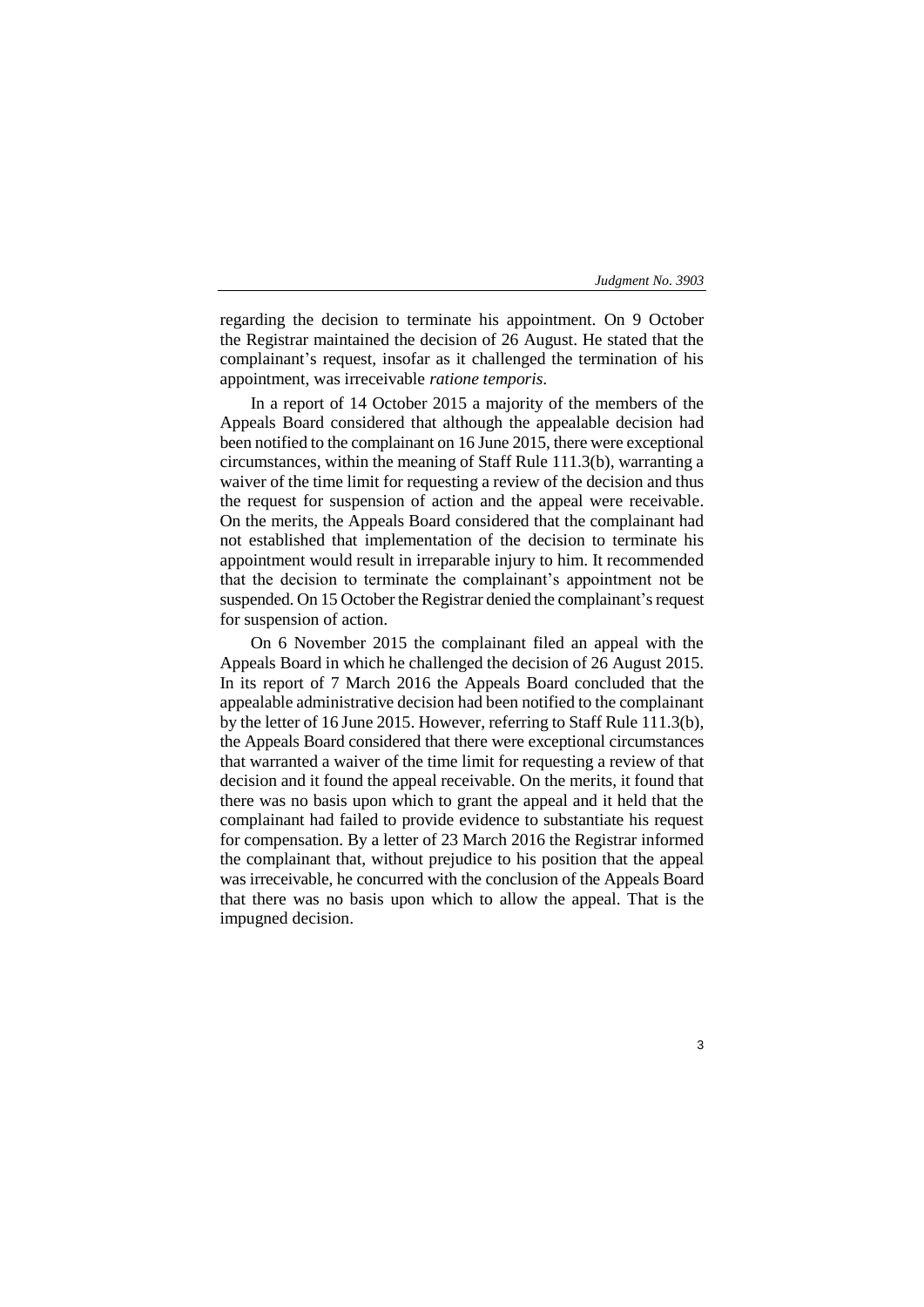regarding the decision to terminate his appointment. On 9 October the Registrar maintained the decision of 26 August. He stated that the complainant's request, insofar as it challenged the termination of his appointment, was irreceivable *ratione temporis*.

In a report of 14 October 2015 a majority of the members of the Appeals Board considered that although the appealable decision had been notified to the complainant on 16 June 2015, there were exceptional circumstances, within the meaning of Staff Rule 111.3(b), warranting a waiver of the time limit for requesting a review of the decision and thus the request for suspension of action and the appeal were receivable. On the merits, the Appeals Board considered that the complainant had not established that implementation of the decision to terminate his appointment would result in irreparable injury to him. It recommended that the decision to terminate the complainant's appointment not be suspended. On 15 October the Registrar denied the complainant's request for suspension of action.

On 6 November 2015 the complainant filed an appeal with the Appeals Board in which he challenged the decision of 26 August 2015. In its report of 7 March 2016 the Appeals Board concluded that the appealable administrative decision had been notified to the complainant by the letter of 16 June 2015. However, referring to Staff Rule 111.3(b), the Appeals Board considered that there were exceptional circumstances that warranted a waiver of the time limit for requesting a review of that decision and it found the appeal receivable. On the merits, it found that there was no basis upon which to grant the appeal and it held that the complainant had failed to provide evidence to substantiate his request for compensation. By a letter of 23 March 2016 the Registrar informed the complainant that, without prejudice to his position that the appeal was irreceivable, he concurred with the conclusion of the Appeals Board that there was no basis upon which to allow the appeal. That is the impugned decision.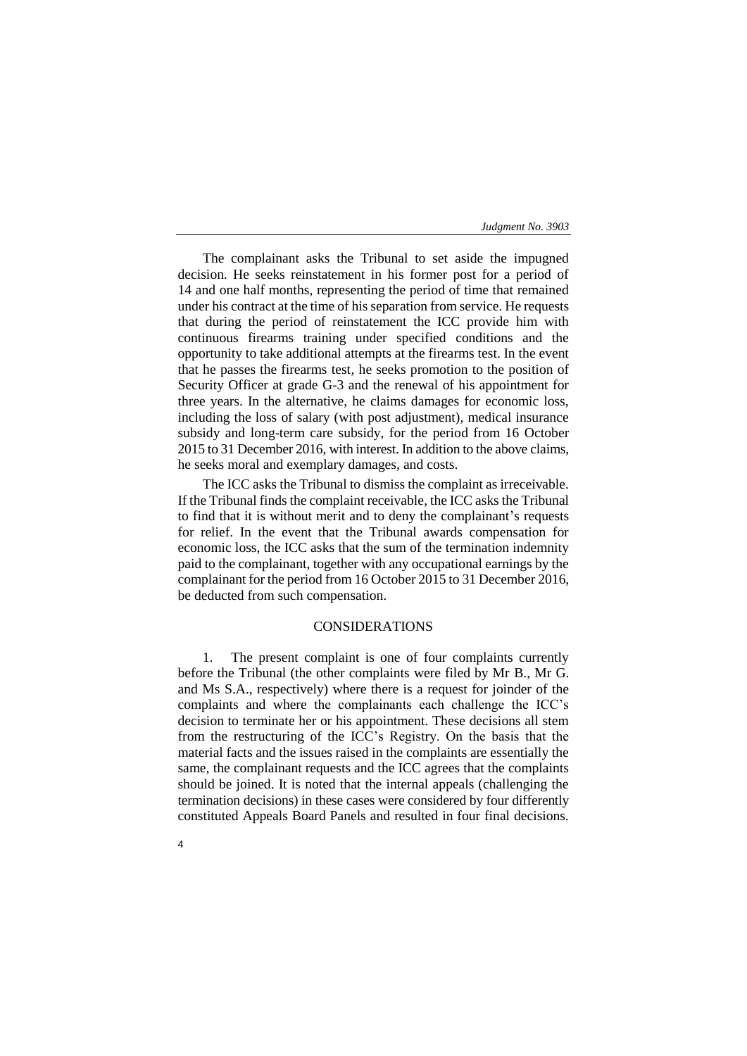The complainant asks the Tribunal to set aside the impugned decision. He seeks reinstatement in his former post for a period of 14 and one half months, representing the period of time that remained under his contract at the time of his separation from service. He requests that during the period of reinstatement the ICC provide him with continuous firearms training under specified conditions and the opportunity to take additional attempts at the firearms test. In the event that he passes the firearms test, he seeks promotion to the position of Security Officer at grade G-3 and the renewal of his appointment for three years. In the alternative, he claims damages for economic loss, including the loss of salary (with post adjustment), medical insurance subsidy and long-term care subsidy, for the period from 16 October 2015 to 31 December 2016, with interest. In addition to the above claims, he seeks moral and exemplary damages, and costs.

The ICC asks the Tribunal to dismiss the complaint as irreceivable. If the Tribunal finds the complaint receivable, the ICC asks the Tribunal to find that it is without merit and to deny the complainant's requests for relief. In the event that the Tribunal awards compensation for economic loss, the ICC asks that the sum of the termination indemnity paid to the complainant, together with any occupational earnings by the complainant for the period from 16 October 2015 to 31 December 2016, be deducted from such compensation.

## CONSIDERATIONS

1. The present complaint is one of four complaints currently before the Tribunal (the other complaints were filed by Mr B., Mr G. and Ms S.A., respectively) where there is a request for joinder of the complaints and where the complainants each challenge the ICC's decision to terminate her or his appointment. These decisions all stem from the restructuring of the ICC's Registry. On the basis that the material facts and the issues raised in the complaints are essentially the same, the complainant requests and the ICC agrees that the complaints should be joined. It is noted that the internal appeals (challenging the termination decisions) in these cases were considered by four differently constituted Appeals Board Panels and resulted in four final decisions.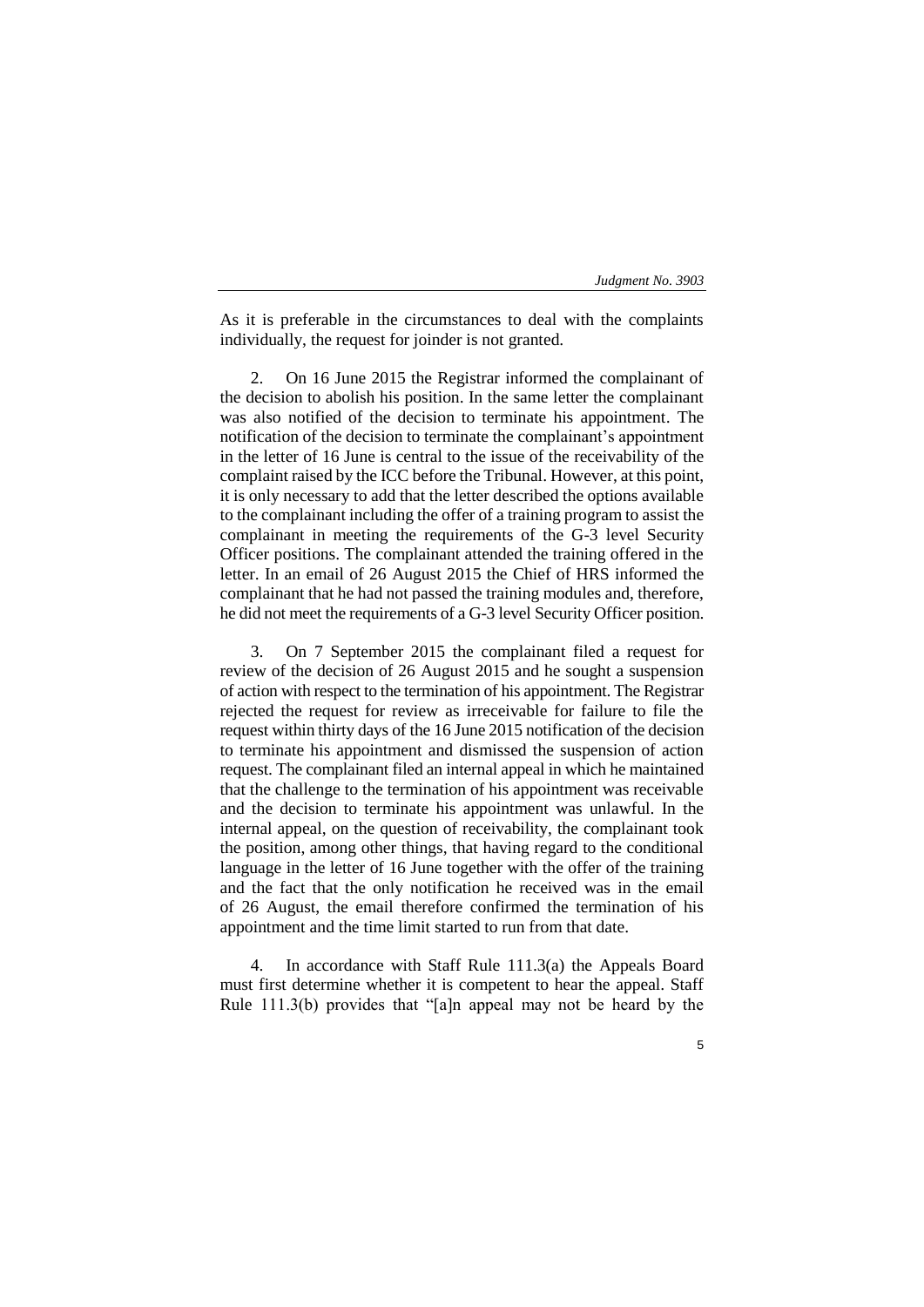As it is preferable in the circumstances to deal with the complaints individually, the request for joinder is not granted.

2. On 16 June 2015 the Registrar informed the complainant of the decision to abolish his position. In the same letter the complainant was also notified of the decision to terminate his appointment. The notification of the decision to terminate the complainant's appointment in the letter of 16 June is central to the issue of the receivability of the complaint raised by the ICC before the Tribunal. However, at this point, it is only necessary to add that the letter described the options available to the complainant including the offer of a training program to assist the complainant in meeting the requirements of the G-3 level Security Officer positions. The complainant attended the training offered in the letter. In an email of 26 August 2015 the Chief of HRS informed the complainant that he had not passed the training modules and, therefore, he did not meet the requirements of a G-3 level Security Officer position.

3. On 7 September 2015 the complainant filed a request for review of the decision of 26 August 2015 and he sought a suspension of action with respect to the termination of his appointment. The Registrar rejected the request for review as irreceivable for failure to file the request within thirty days of the 16 June 2015 notification of the decision to terminate his appointment and dismissed the suspension of action request. The complainant filed an internal appeal in which he maintained that the challenge to the termination of his appointment was receivable and the decision to terminate his appointment was unlawful. In the internal appeal, on the question of receivability, the complainant took the position, among other things, that having regard to the conditional language in the letter of 16 June together with the offer of the training and the fact that the only notification he received was in the email of 26 August, the email therefore confirmed the termination of his appointment and the time limit started to run from that date.

4. In accordance with Staff Rule 111.3(a) the Appeals Board must first determine whether it is competent to hear the appeal. Staff Rule 111.3(b) provides that "[a]n appeal may not be heard by the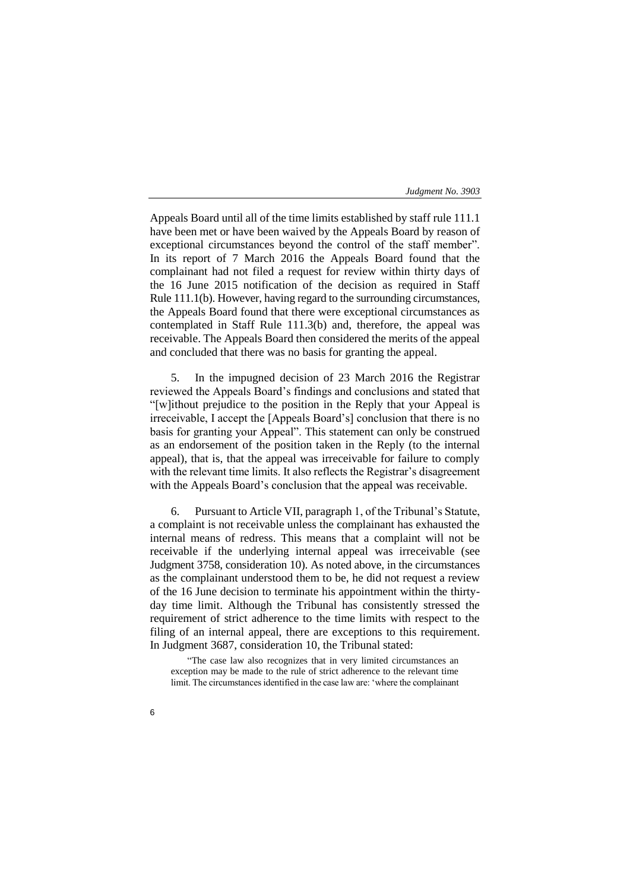Appeals Board until all of the time limits established by staff rule 111.1 have been met or have been waived by the Appeals Board by reason of exceptional circumstances beyond the control of the staff member". In its report of 7 March 2016 the Appeals Board found that the complainant had not filed a request for review within thirty days of the 16 June 2015 notification of the decision as required in Staff Rule 111.1(b). However, having regard to the surrounding circumstances, the Appeals Board found that there were exceptional circumstances as contemplated in Staff Rule 111.3(b) and, therefore, the appeal was receivable. The Appeals Board then considered the merits of the appeal and concluded that there was no basis for granting the appeal.

5. In the impugned decision of 23 March 2016 the Registrar reviewed the Appeals Board's findings and conclusions and stated that "[w]ithout prejudice to the position in the Reply that your Appeal is irreceivable, I accept the [Appeals Board's] conclusion that there is no basis for granting your Appeal". This statement can only be construed as an endorsement of the position taken in the Reply (to the internal appeal), that is, that the appeal was irreceivable for failure to comply with the relevant time limits. It also reflects the Registrar's disagreement with the Appeals Board's conclusion that the appeal was receivable.

6. Pursuant to Article VII, paragraph 1, of the Tribunal's Statute, a complaint is not receivable unless the complainant has exhausted the internal means of redress. This means that a complaint will not be receivable if the underlying internal appeal was irreceivable (see Judgment 3758, consideration 10). As noted above, in the circumstances as the complainant understood them to be, he did not request a review of the 16 June decision to terminate his appointment within the thirty-day time limit. Although the Tribunal has consistently stressed the requirement of strict adherence to the time limits with respect to the filing of an internal appeal, there are exceptions to this requirement. In Judgment 3687, consideration 10, the Tribunal stated:

> "The case law also recognizes that in very limited circumstances an exception may be made to the rule of strict adherence to the relevant time limit. The circumstances identified in the case law are: 'where the complainant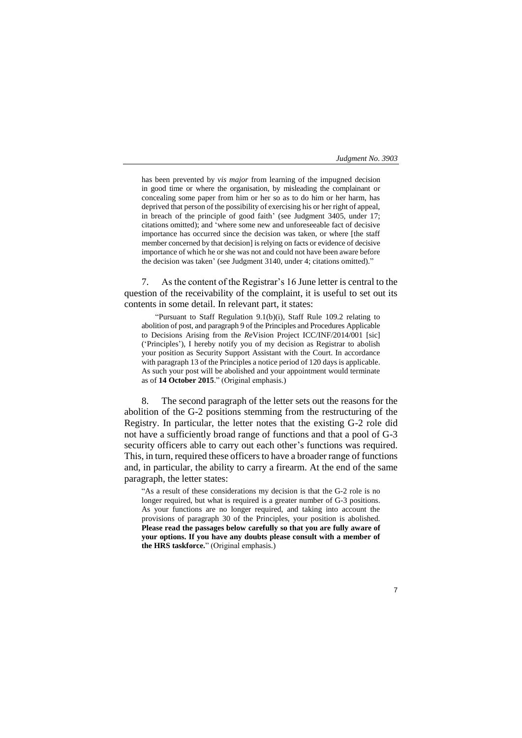has been prevented by *vis major* from learning of the impugned decision in good time or where the organisation, by misleading the complainant or concealing some paper from him or her so as to do him or her harm, has deprived that person of the possibility of exercising his or her right of appeal, in breach of the principle of good faith' (see Judgment 3405, under 17; citations omitted); and 'where some new and unforeseeable fact of decisive importance has occurred since the decision was taken, or where [the staff member concerned by that decision] is relying on facts or evidence of decisive importance of which he or she was not and could not have been aware before the decision was taken' (see Judgment 3140, under 4; citations omitted)."

7. As the content of the Registrar's 16 June letter is central to the question of the receivability of the complaint, it is useful to set out its contents in some detail. In relevant part, it states:

> "Pursuant to Staff Regulation 9.1(b)(i), Staff Rule 109.2 relating to abolition of post, and paragraph 9 of the Principles and Procedures Applicable to Decisions Arising from the *Re*Vision Project ICC/INF/2014/001 [sic] ('Principles'), I hereby notify you of my decision as Registrar to abolish your position as Security Support Assistant with the Court. In accordance with paragraph 13 of the Principles a notice period of 120 days is applicable. As such your post will be abolished and your appointment would terminate as of **14 October 2015**." (Original emphasis.)

8. The second paragraph of the letter sets out the reasons for the abolition of the G-2 positions stemming from the restructuring of the Registry. In particular, the letter notes that the existing G-2 role did not have a sufficiently broad range of functions and that a pool of G-3 security officers able to carry out each other's functions was required. This, in turn, required these officers to have a broader range of functions and, in particular, the ability to carry a firearm. At the end of the same paragraph, the letter states:

> "As a result of these considerations my decision is that the G-2 role is no longer required, but what is required is a greater number of G-3 positions. As your functions are no longer required, and taking into account the provisions of paragraph 30 of the Principles, your position is abolished. **Please read the passages below carefully so that you are fully aware of your options. If you have any doubts please consult with a member of the HRS taskforce.**" (Original emphasis.)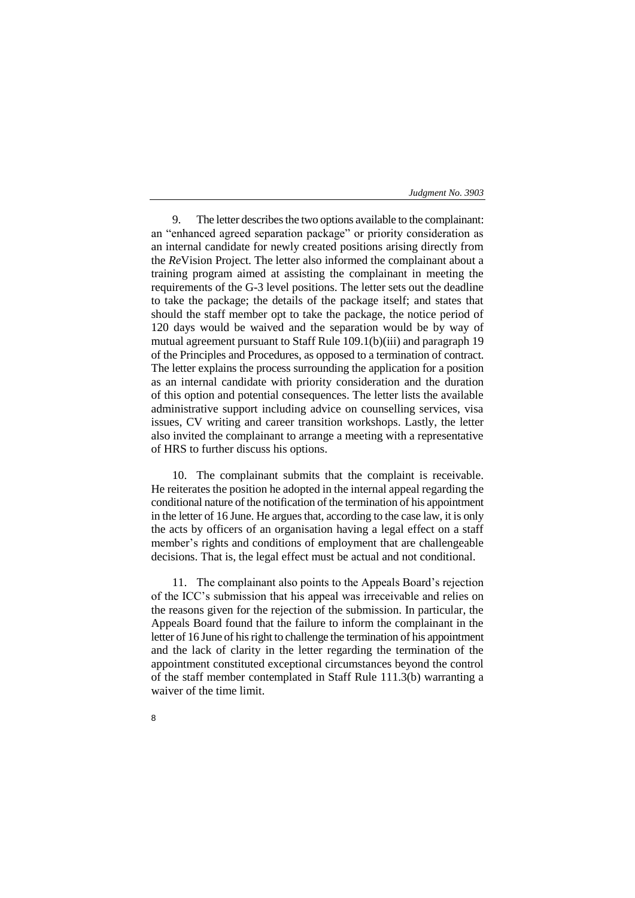9. The letter describes the two options available to the complainant: an "enhanced agreed separation package" or priority consideration as an internal candidate for newly created positions arising directly from the *Re*Vision Project. The letter also informed the complainant about a training program aimed at assisting the complainant in meeting the requirements of the G-3 level positions. The letter sets out the deadline to take the package; the details of the package itself; and states that should the staff member opt to take the package, the notice period of 120 days would be waived and the separation would be by way of mutual agreement pursuant to Staff Rule 109.1(b)(iii) and paragraph 19 of the Principles and Procedures, as opposed to a termination of contract. The letter explains the process surrounding the application for a position as an internal candidate with priority consideration and the duration of this option and potential consequences. The letter lists the available administrative support including advice on counselling services, visa issues, CV writing and career transition workshops. Lastly, the letter also invited the complainant to arrange a meeting with a representative of HRS to further discuss his options.

10. The complainant submits that the complaint is receivable. He reiterates the position he adopted in the internal appeal regarding the conditional nature of the notification of the termination of his appointment in the letter of 16 June. He argues that, according to the case law, it is only the acts by officers of an organisation having a legal effect on a staff member's rights and conditions of employment that are challengeable decisions. That is, the legal effect must be actual and not conditional.

11. The complainant also points to the Appeals Board's rejection of the ICC's submission that his appeal was irreceivable and relies on the reasons given for the rejection of the submission. In particular, the Appeals Board found that the failure to inform the complainant in the letter of 16 June of his right to challenge the termination of his appointment and the lack of clarity in the letter regarding the termination of the appointment constituted exceptional circumstances beyond the control of the staff member contemplated in Staff Rule 111.3(b) warranting a waiver of the time limit.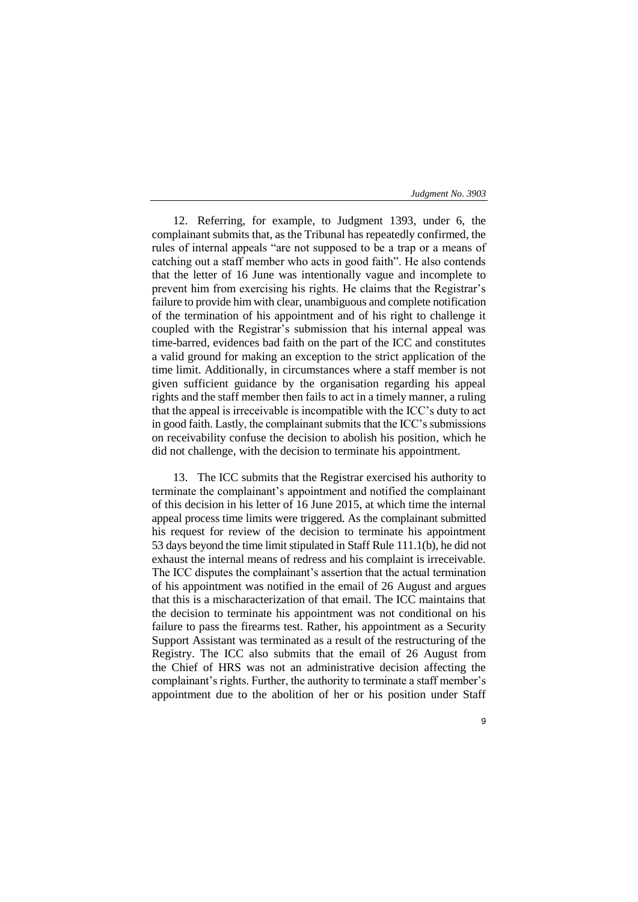12. Referring, for example, to Judgment 1393, under 6, the complainant submits that, as the Tribunal has repeatedly confirmed, the rules of internal appeals "are not supposed to be a trap or a means of catching out a staff member who acts in good faith". He also contends that the letter of 16 June was intentionally vague and incomplete to prevent him from exercising his rights. He claims that the Registrar's failure to provide him with clear, unambiguous and complete notification of the termination of his appointment and of his right to challenge it coupled with the Registrar's submission that his internal appeal was time-barred, evidences bad faith on the part of the ICC and constitutes a valid ground for making an exception to the strict application of the time limit. Additionally, in circumstances where a staff member is not given sufficient guidance by the organisation regarding his appeal rights and the staff member then fails to act in a timely manner, a ruling that the appeal is irreceivable is incompatible with the ICC's duty to act in good faith. Lastly, the complainant submits that the ICC's submissions on receivability confuse the decision to abolish his position, which he did not challenge, with the decision to terminate his appointment.

13. The ICC submits that the Registrar exercised his authority to terminate the complainant's appointment and notified the complainant of this decision in his letter of 16 June 2015, at which time the internal appeal process time limits were triggered. As the complainant submitted his request for review of the decision to terminate his appointment 53 days beyond the time limit stipulated in Staff Rule 111.1(b), he did not exhaust the internal means of redress and his complaint is irreceivable. The ICC disputes the complainant's assertion that the actual termination of his appointment was notified in the email of 26 August and argues that this is a mischaracterization of that email. The ICC maintains that the decision to terminate his appointment was not conditional on his failure to pass the firearms test. Rather, his appointment as a Security Support Assistant was terminated as a result of the restructuring of the Registry. The ICC also submits that the email of 26 August from the Chief of HRS was not an administrative decision affecting the complainant's rights. Further, the authority to terminate a staff member's appointment due to the abolition of her or his position under Staff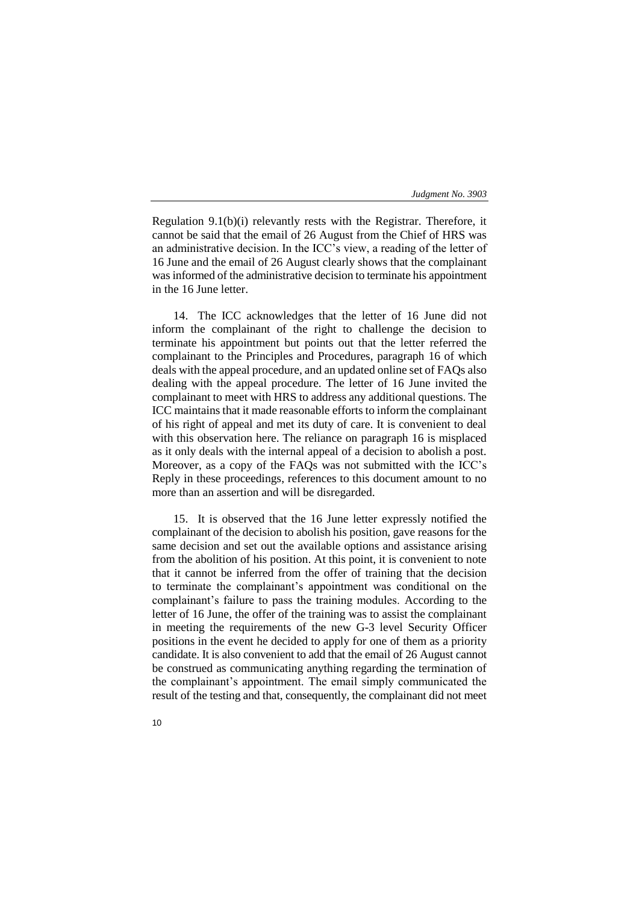Regulation 9.1(b)(i) relevantly rests with the Registrar. Therefore, it cannot be said that the email of 26 August from the Chief of HRS was an administrative decision. In the ICC's view, a reading of the letter of 16 June and the email of 26 August clearly shows that the complainant was informed of the administrative decision to terminate his appointment in the 16 June letter.

14. The ICC acknowledges that the letter of 16 June did not inform the complainant of the right to challenge the decision to terminate his appointment but points out that the letter referred the complainant to the Principles and Procedures, paragraph 16 of which deals with the appeal procedure, and an updated online set of FAQs also dealing with the appeal procedure. The letter of 16 June invited the complainant to meet with HRS to address any additional questions. The ICC maintains that it made reasonable efforts to inform the complainant of his right of appeal and met its duty of care. It is convenient to deal with this observation here. The reliance on paragraph 16 is misplaced as it only deals with the internal appeal of a decision to abolish a post. Moreover, as a copy of the FAQs was not submitted with the ICC's Reply in these proceedings, references to this document amount to no more than an assertion and will be disregarded.

15. It is observed that the 16 June letter expressly notified the complainant of the decision to abolish his position, gave reasons for the same decision and set out the available options and assistance arising from the abolition of his position. At this point, it is convenient to note that it cannot be inferred from the offer of training that the decision to terminate the complainant's appointment was conditional on the complainant's failure to pass the training modules. According to the letter of 16 June, the offer of the training was to assist the complainant in meeting the requirements of the new G-3 level Security Officer positions in the event he decided to apply for one of them as a priority candidate. It is also convenient to add that the email of 26 August cannot be construed as communicating anything regarding the termination of the complainant's appointment. The email simply communicated the result of the testing and that, consequently, the complainant did not meet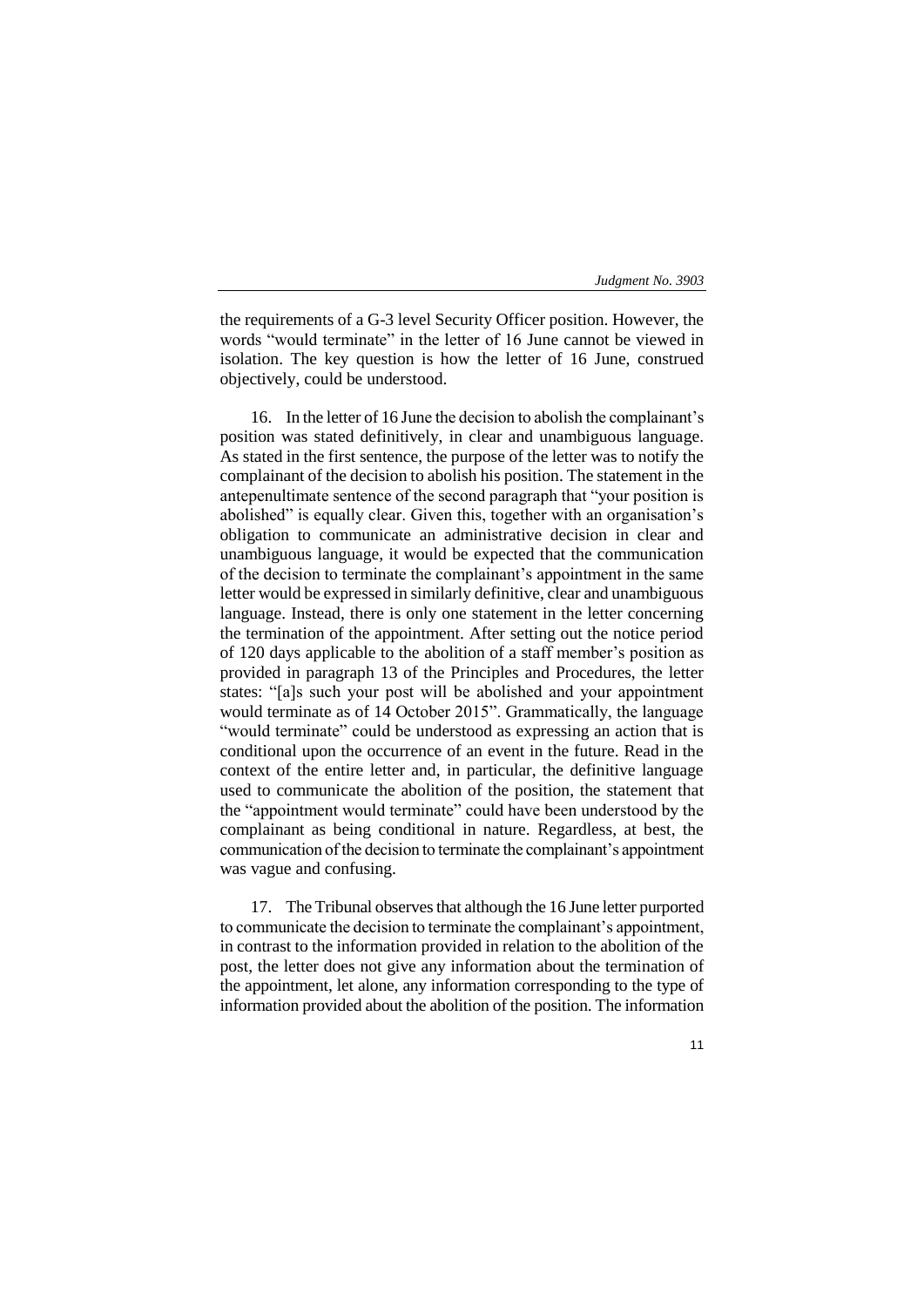the requirements of a G-3 level Security Officer position. However, the words "would terminate" in the letter of 16 June cannot be viewed in isolation. The key question is how the letter of 16 June, construed objectively, could be understood.

16. In the letter of 16 June the decision to abolish the complainant's position was stated definitively, in clear and unambiguous language. As stated in the first sentence, the purpose of the letter was to notify the complainant of the decision to abolish his position. The statement in the antepenultimate sentence of the second paragraph that "your position is abolished" is equally clear. Given this, together with an organisation's obligation to communicate an administrative decision in clear and unambiguous language, it would be expected that the communication of the decision to terminate the complainant's appointment in the same letter would be expressed in similarly definitive, clear and unambiguous language. Instead, there is only one statement in the letter concerning the termination of the appointment. After setting out the notice period of 120 days applicable to the abolition of a staff member's position as provided in paragraph 13 of the Principles and Procedures, the letter states: "[a]s such your post will be abolished and your appointment would terminate as of 14 October 2015". Grammatically, the language "would terminate" could be understood as expressing an action that is conditional upon the occurrence of an event in the future. Read in the context of the entire letter and, in particular, the definitive language used to communicate the abolition of the position, the statement that the "appointment would terminate" could have been understood by the complainant as being conditional in nature. Regardless, at best, the communication of the decision to terminate the complainant's appointment was vague and confusing.

17. The Tribunal observes that although the 16 June letter purported to communicate the decision to terminate the complainant's appointment, in contrast to the information provided in relation to the abolition of the post, the letter does not give any information about the termination of the appointment, let alone, any information corresponding to the type of information provided about the abolition of the position. The information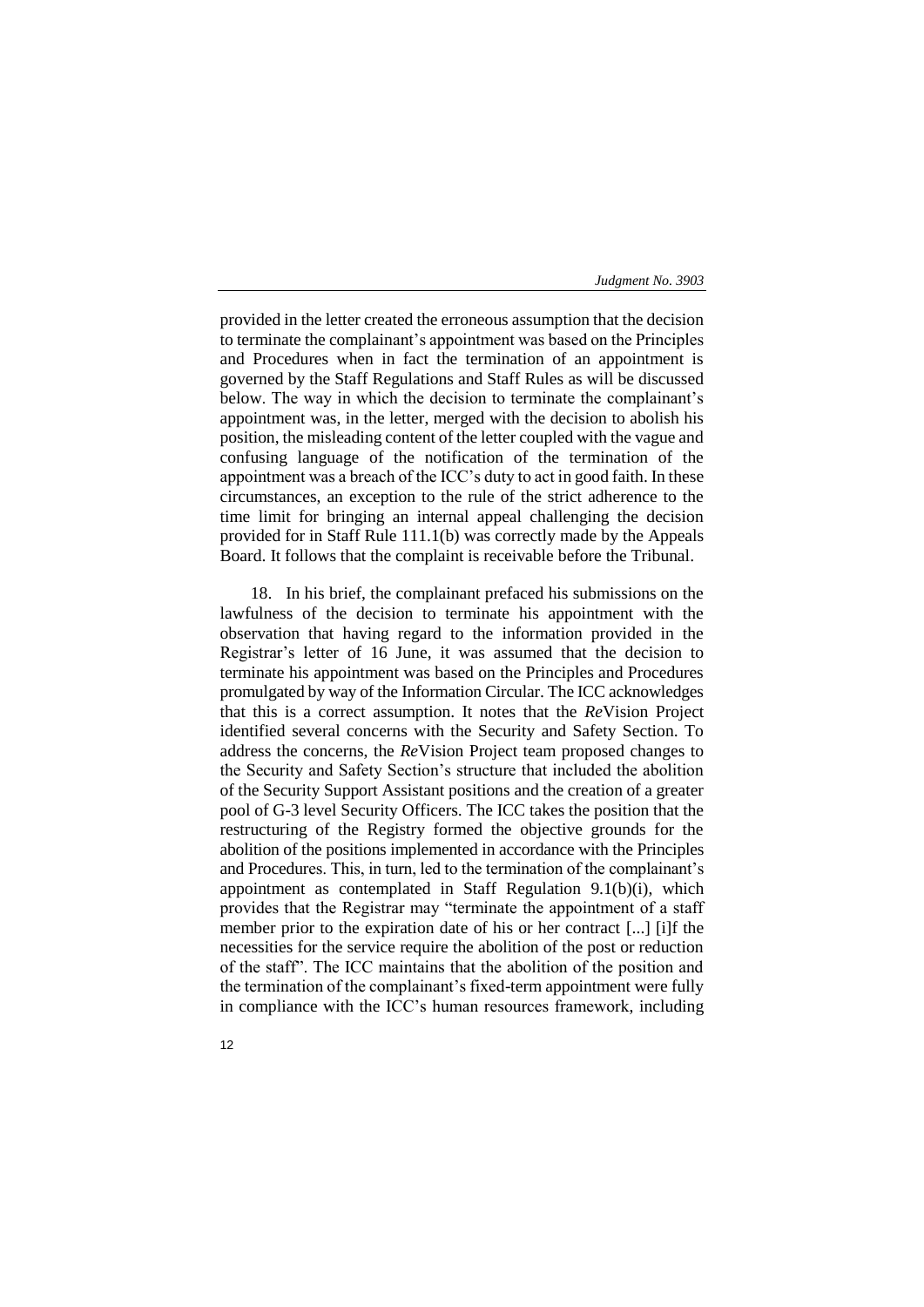provided in the letter created the erroneous assumption that the decision to terminate the complainant's appointment was based on the Principles and Procedures when in fact the termination of an appointment is governed by the Staff Regulations and Staff Rules as will be discussed below. The way in which the decision to terminate the complainant's appointment was, in the letter, merged with the decision to abolish his position, the misleading content of the letter coupled with the vague and confusing language of the notification of the termination of the appointment was a breach of the ICC's duty to act in good faith. In these circumstances, an exception to the rule of the strict adherence to the time limit for bringing an internal appeal challenging the decision provided for in Staff Rule 111.1(b) was correctly made by the Appeals Board. It follows that the complaint is receivable before the Tribunal.

18. In his brief, the complainant prefaced his submissions on the lawfulness of the decision to terminate his appointment with the observation that having regard to the information provided in the Registrar's letter of 16 June, it was assumed that the decision to terminate his appointment was based on the Principles and Procedures promulgated by way of the Information Circular. The ICC acknowledges that this is a correct assumption. It notes that the *Re*Vision Project identified several concerns with the Security and Safety Section. To address the concerns, the *Re*Vision Project team proposed changes to the Security and Safety Section's structure that included the abolition of the Security Support Assistant positions and the creation of a greater pool of G-3 level Security Officers. The ICC takes the position that the restructuring of the Registry formed the objective grounds for the abolition of the positions implemented in accordance with the Principles and Procedures. This, in turn, led to the termination of the complainant's appointment as contemplated in Staff Regulation 9.1(b)(i), which provides that the Registrar may "terminate the appointment of a staff member prior to the expiration date of his or her contract [...] [i]f the necessities for the service require the abolition of the post or reduction of the staff". The ICC maintains that the abolition of the position and the termination of the complainant's fixed-term appointment were fully in compliance with the ICC's human resources framework, including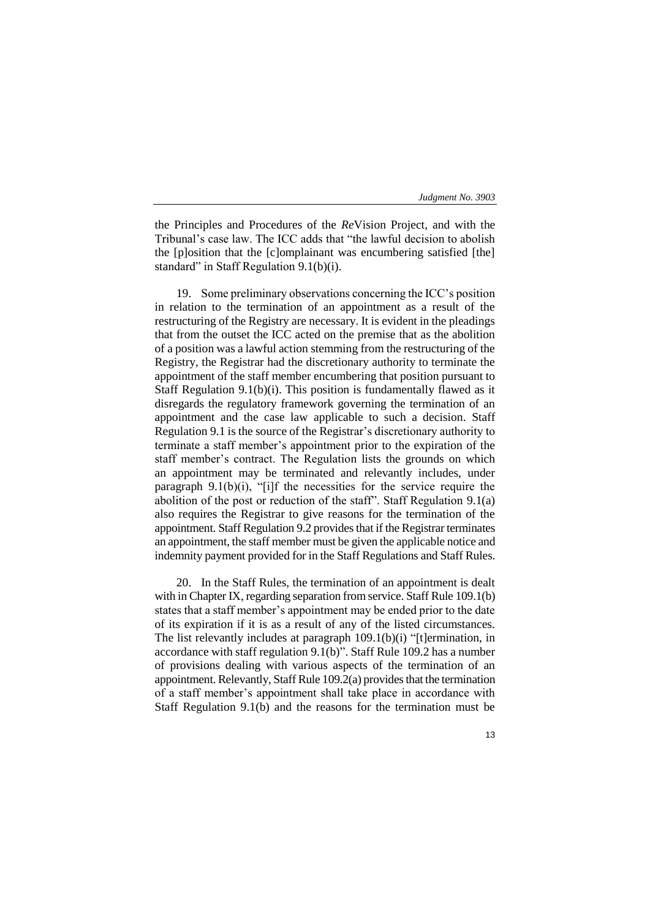the Principles and Procedures of the *Re*Vision Project, and with the Tribunal's case law. The ICC adds that "the lawful decision to abolish the [p]osition that the [c]omplainant was encumbering satisfied [the] standard" in Staff Regulation 9.1(b)(i).

19. Some preliminary observations concerning the ICC's position in relation to the termination of an appointment as a result of the restructuring of the Registry are necessary. It is evident in the pleadings that from the outset the ICC acted on the premise that as the abolition of a position was a lawful action stemming from the restructuring of the Registry, the Registrar had the discretionary authority to terminate the appointment of the staff member encumbering that position pursuant to Staff Regulation 9.1(b)(i). This position is fundamentally flawed as it disregards the regulatory framework governing the termination of an appointment and the case law applicable to such a decision. Staff Regulation 9.1 is the source of the Registrar's discretionary authority to terminate a staff member's appointment prior to the expiration of the staff member's contract. The Regulation lists the grounds on which an appointment may be terminated and relevantly includes, under paragraph 9.1(b)(i), "[i]f the necessities for the service require the abolition of the post or reduction of the staff". Staff Regulation 9.1(a) also requires the Registrar to give reasons for the termination of the appointment. Staff Regulation 9.2 provides that if the Registrar terminates an appointment, the staff member must be given the applicable notice and indemnity payment provided for in the Staff Regulations and Staff Rules.

20. In the Staff Rules, the termination of an appointment is dealt with in Chapter IX, regarding separation from service. Staff Rule 109.1(b) states that a staff member's appointment may be ended prior to the date of its expiration if it is as a result of any of the listed circumstances. The list relevantly includes at paragraph 109.1(b)(i) "[t]ermination, in accordance with staff regulation 9.1(b)". Staff Rule 109.2 has a number of provisions dealing with various aspects of the termination of an appointment. Relevantly, Staff Rule 109.2(a) provides that the termination of a staff member's appointment shall take place in accordance with Staff Regulation 9.1(b) and the reasons for the termination must be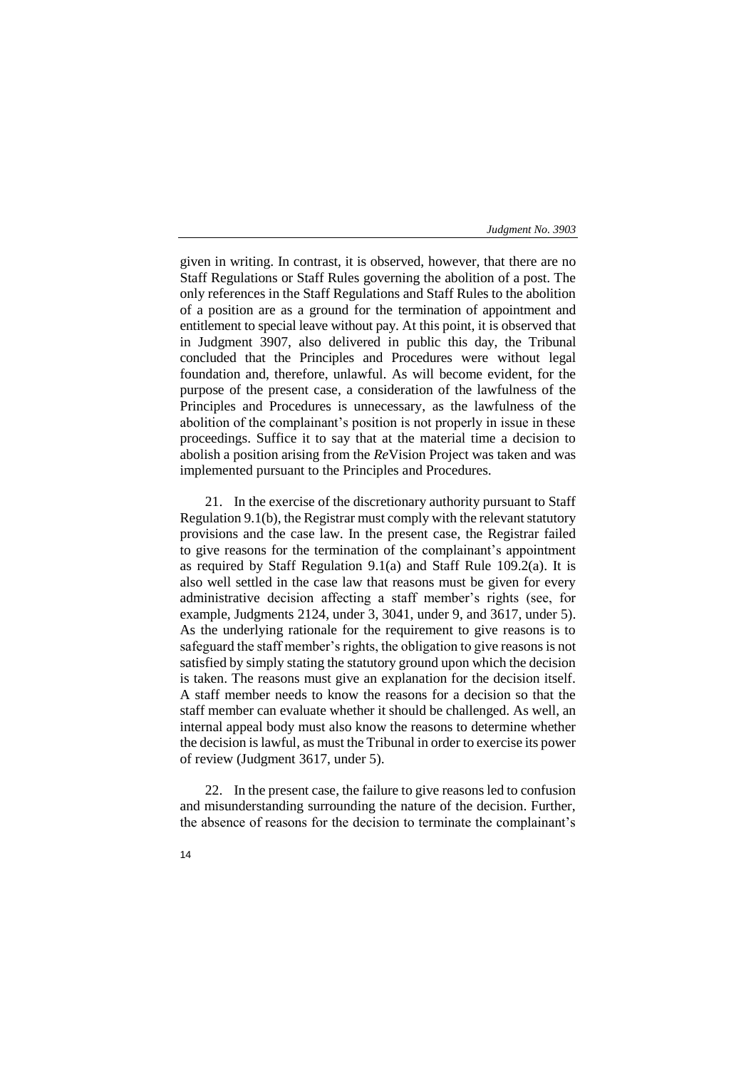given in writing. In contrast, it is observed, however, that there are no Staff Regulations or Staff Rules governing the abolition of a post. The only references in the Staff Regulations and Staff Rules to the abolition of a position are as a ground for the termination of appointment and entitlement to special leave without pay. At this point, it is observed that in Judgment 3907, also delivered in public this day, the Tribunal concluded that the Principles and Procedures were without legal foundation and, therefore, unlawful. As will become evident, for the purpose of the present case, a consideration of the lawfulness of the Principles and Procedures is unnecessary, as the lawfulness of the abolition of the complainant's position is not properly in issue in these proceedings. Suffice it to say that at the material time a decision to abolish a position arising from the *Re*Vision Project was taken and was implemented pursuant to the Principles and Procedures.

21. In the exercise of the discretionary authority pursuant to Staff Regulation 9.1(b), the Registrar must comply with the relevant statutory provisions and the case law. In the present case, the Registrar failed to give reasons for the termination of the complainant's appointment as required by Staff Regulation 9.1(a) and Staff Rule 109.2(a). It is also well settled in the case law that reasons must be given for every administrative decision affecting a staff member's rights (see, for example, Judgments 2124, under 3, 3041, under 9, and 3617, under 5). As the underlying rationale for the requirement to give reasons is to safeguard the staff member's rights, the obligation to give reasons is not satisfied by simply stating the statutory ground upon which the decision is taken. The reasons must give an explanation for the decision itself. A staff member needs to know the reasons for a decision so that the staff member can evaluate whether it should be challenged. As well, an internal appeal body must also know the reasons to determine whether the decision is lawful, as must the Tribunal in order to exercise its power of review (Judgment 3617, under 5).

22. In the present case, the failure to give reasons led to confusion and misunderstanding surrounding the nature of the decision. Further, the absence of reasons for the decision to terminate the complainant's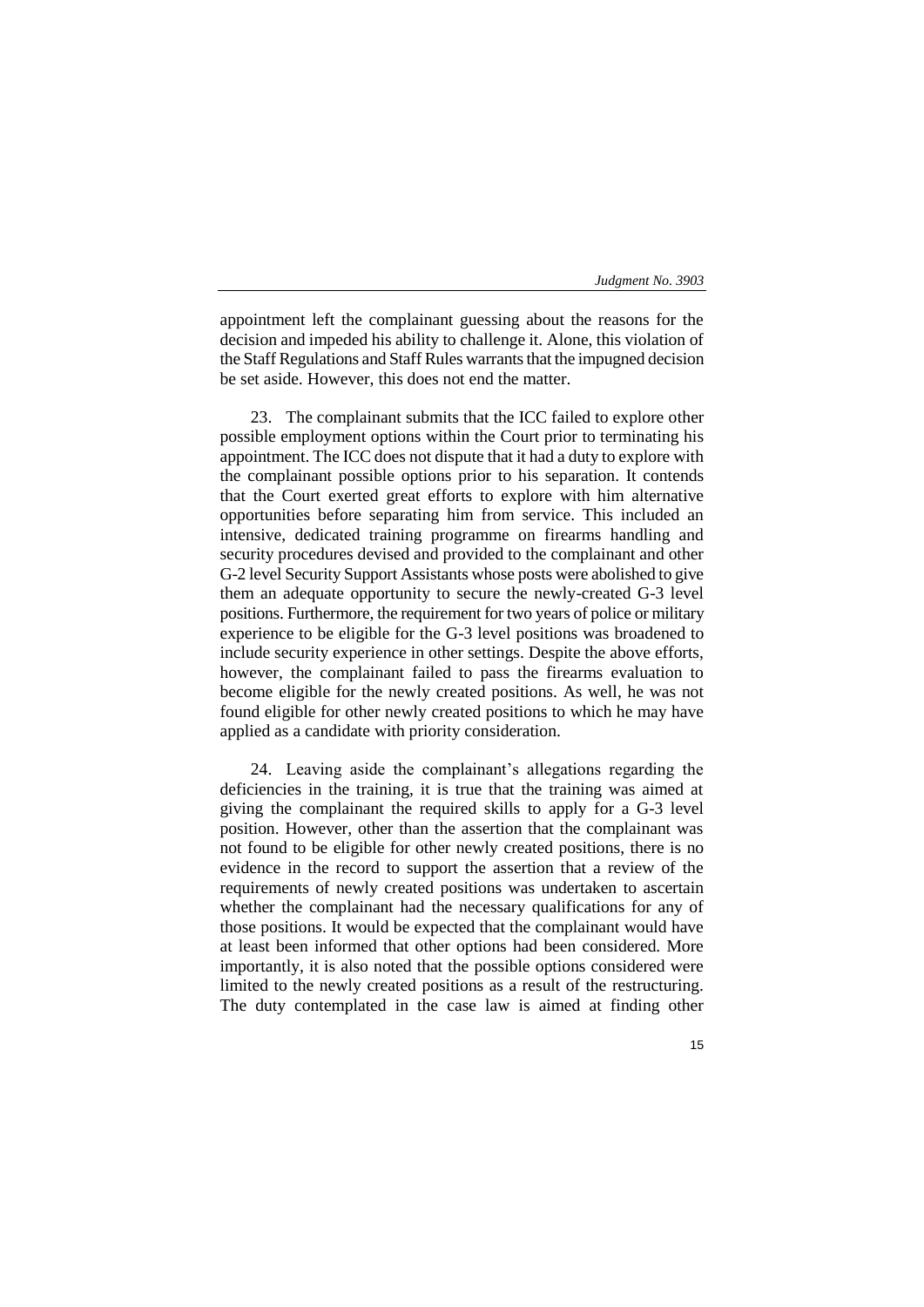appointment left the complainant guessing about the reasons for the decision and impeded his ability to challenge it. Alone, this violation of the Staff Regulations and Staff Rules warrants that the impugned decision be set aside. However, this does not end the matter.

23. The complainant submits that the ICC failed to explore other possible employment options within the Court prior to terminating his appointment. The ICC does not dispute that it had a duty to explore with the complainant possible options prior to his separation. It contends that the Court exerted great efforts to explore with him alternative opportunities before separating him from service. This included an intensive, dedicated training programme on firearms handling and security procedures devised and provided to the complainant and other G-2 level Security Support Assistants whose posts were abolished to give them an adequate opportunity to secure the newly-created G-3 level positions. Furthermore, the requirement for two years of police or military experience to be eligible for the G-3 level positions was broadened to include security experience in other settings. Despite the above efforts, however, the complainant failed to pass the firearms evaluation to become eligible for the newly created positions. As well, he was not found eligible for other newly created positions to which he may have applied as a candidate with priority consideration.

24. Leaving aside the complainant's allegations regarding the deficiencies in the training, it is true that the training was aimed at giving the complainant the required skills to apply for a G-3 level position. However, other than the assertion that the complainant was not found to be eligible for other newly created positions, there is no evidence in the record to support the assertion that a review of the requirements of newly created positions was undertaken to ascertain whether the complainant had the necessary qualifications for any of those positions. It would be expected that the complainant would have at least been informed that other options had been considered. More importantly, it is also noted that the possible options considered were limited to the newly created positions as a result of the restructuring. The duty contemplated in the case law is aimed at finding other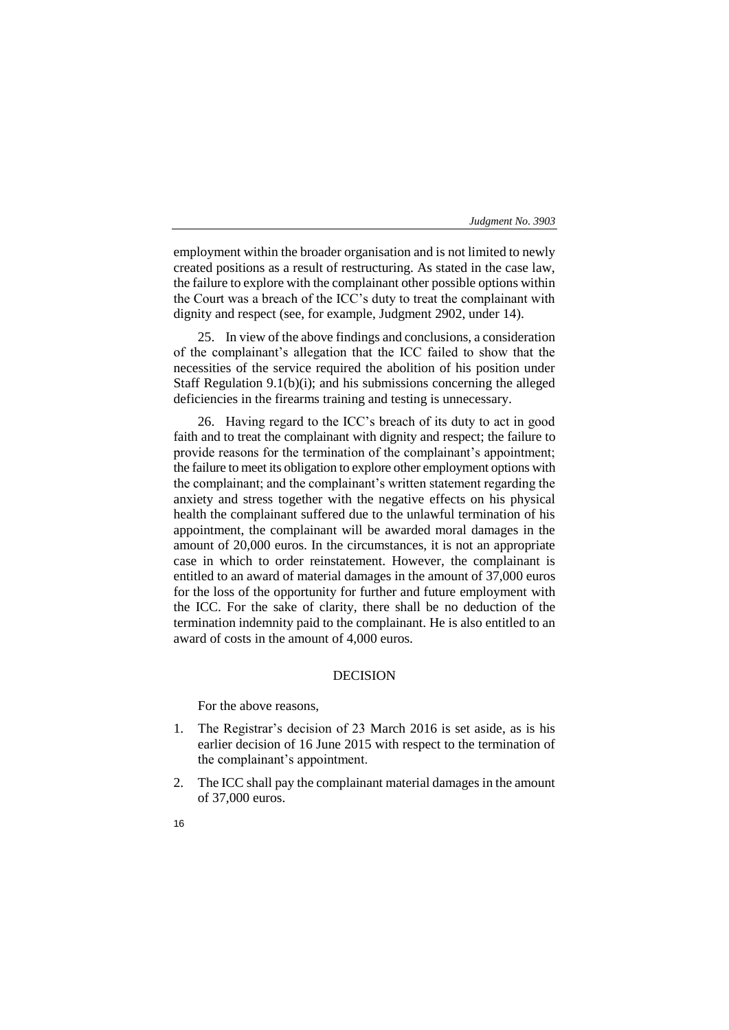employment within the broader organisation and is not limited to newly created positions as a result of restructuring. As stated in the case law, the failure to explore with the complainant other possible options within the Court was a breach of the ICC's duty to treat the complainant with dignity and respect (see, for example, Judgment 2902, under 14).

25. In view of the above findings and conclusions, a consideration of the complainant's allegation that the ICC failed to show that the necessities of the service required the abolition of his position under Staff Regulation 9.1(b)(i); and his submissions concerning the alleged deficiencies in the firearms training and testing is unnecessary.

26. Having regard to the ICC's breach of its duty to act in good faith and to treat the complainant with dignity and respect; the failure to provide reasons for the termination of the complainant's appointment; the failure to meet its obligation to explore other employment options with the complainant; and the complainant's written statement regarding the anxiety and stress together with the negative effects on his physical health the complainant suffered due to the unlawful termination of his appointment, the complainant will be awarded moral damages in the amount of 20,000 euros. In the circumstances, it is not an appropriate case in which to order reinstatement. However, the complainant is entitled to an award of material damages in the amount of 37,000 euros for the loss of the opportunity for further and future employment with the ICC. For the sake of clarity, there shall be no deduction of the termination indemnity paid to the complainant. He is also entitled to an award of costs in the amount of 4,000 euros.

## DECISION

For the above reasons,

1. The Registrar's decision of 23 March 2016 is set aside, as is his earlier decision of 16 June 2015 with respect to the termination of the complainant's appointment.
2. The ICC shall pay the complainant material damages in the amount of 37,000 euros.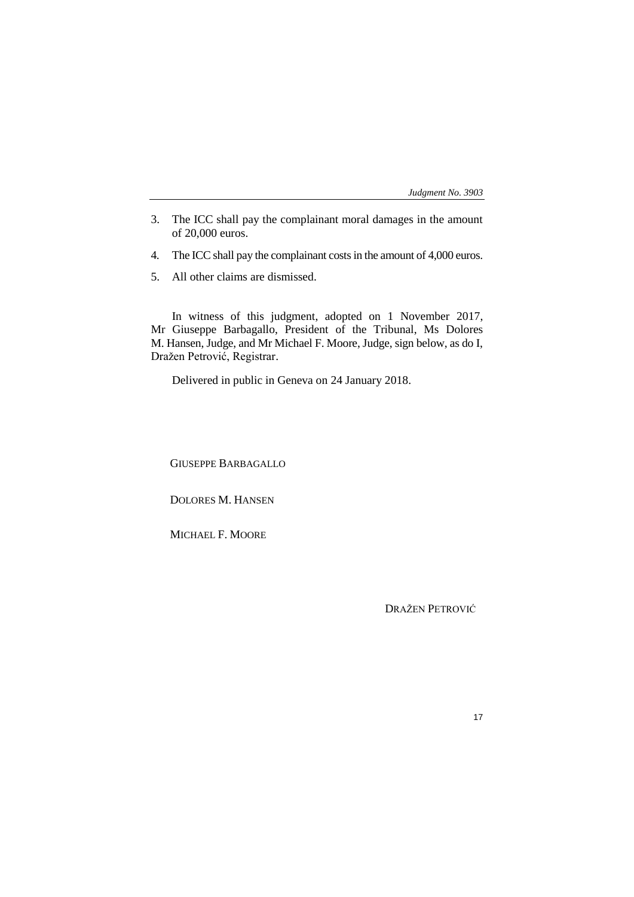3. The ICC shall pay the complainant moral damages in the amount of 20,000 euros.

4. The ICC shall pay the complainant costs in the amount of 4,000 euros.

5. All other claims are dismissed.

In witness of this judgment, adopted on 1 November 2017, Mr Giuseppe Barbagallo, President of the Tribunal, Ms Dolores M. Hansen, Judge, and Mr Michael F. Moore, Judge, sign below, as do I, Dražen Petrović, Registrar.

Delivered in public in Geneva on 24 January 2018.

GIUSEPPE BARBAGALLO

DOLORES M. HANSEN

MICHAEL F. MOORE

DRAŽEN PETROVIĆ